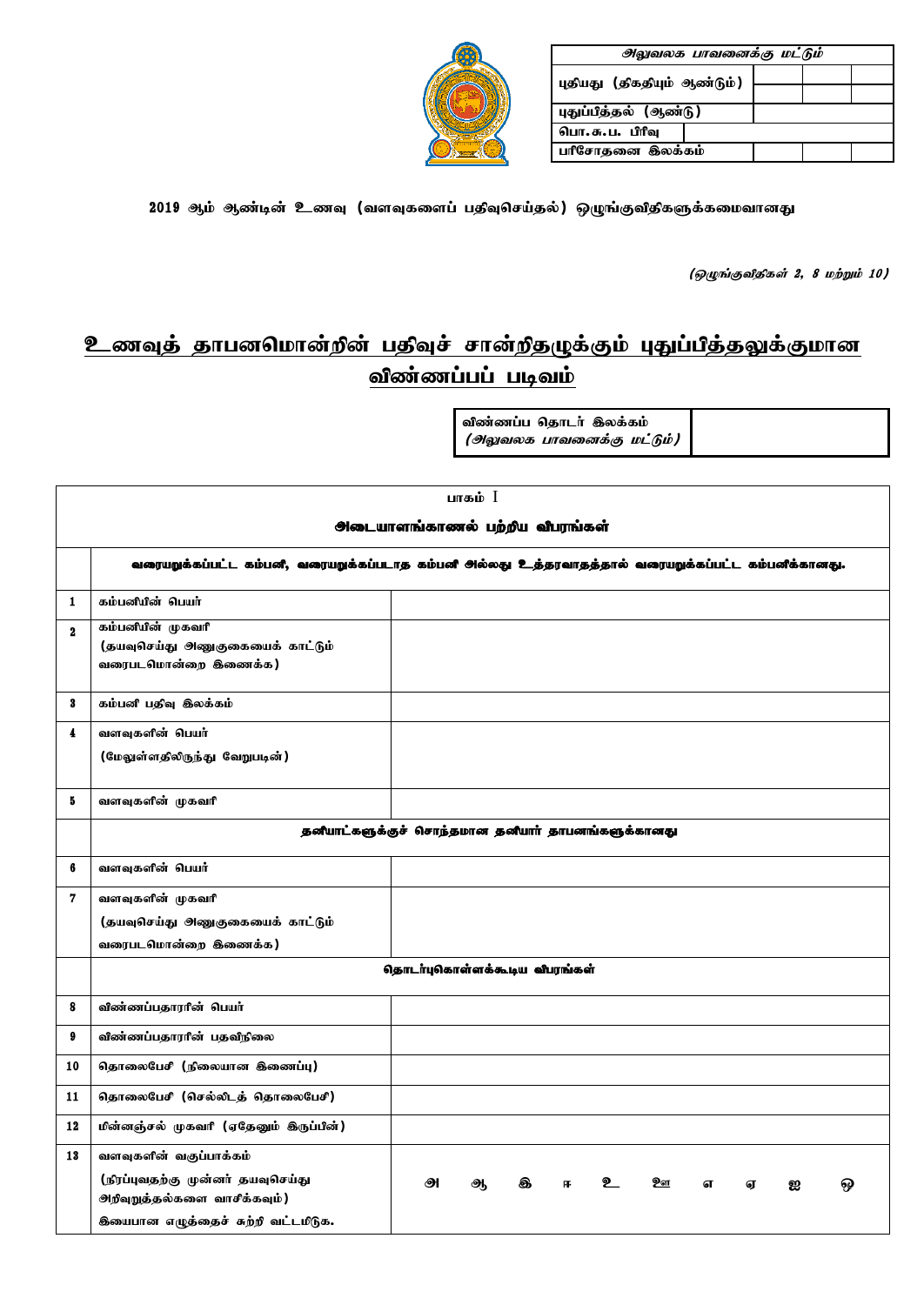| அலுவலக பாவனைக்கு மட்டும் | | | |
|---|---|---|---|
| புதியது (திகதியும் ஆண்டும்) | | | |
| | | | |
| புதுப்பித்தல் (ஆண்டு) | | | |
| பொ.சு.ப. பிரிவு | | | |
| பரிசோதனை இலக்கம் | | | |

**2019 ஆம் ஆண்டின் உணவு (வளவுகளைப் பதிவுசெய்தல்) ஒழுங்குவிதிகளுக்கமைவானது**

*(ஒழுங்குவிதிகள் 2, 8 மற்றும் 10)*

# உணவுத் தாபனமொன்றின் பதிவுச் சான்றிதழுக்கும் புதுப்பித்தலுக்குமான விண்ணப்பப் படிவம்

| விண்ணப்ப தொடர் இலக்கம் *(அலுவலக பாவனைக்கு மட்டும்)* | |
|---|---|

| பாகம் I<br>**அடையாளங்காணல் பற்றிய விபரங்கள்** | | |
|---|---|---|
| | **வரையறுக்கப்பட்ட கம்பனி, வரையறுக்கப்படாத கம்பனி அல்லது உத்தரவாதத்தால் வரையறுக்கப்பட்ட கம்பனிக்கானது.** | |
| 1 | கம்பனியின் பெயர் | |
| 2 | கம்பனியின் முகவரி<br>(தயவுசெய்து அணுகுகையைக் காட்டும் வரைபடமொன்றை இணைக்க) | |
| 3 | கம்பனி பதிவு இலக்கம் | |
| 4 | வளவுகளின் பெயர்<br>(மேலுள்ளதிலிருந்து வேறுபடின்) | |
| 5 | வளவுகளின் முகவரி | |
| | **தனியாட்களுக்குச் சொந்தமான தனியார் தாபனங்களுக்கானது** | |
| 6 | வளவுகளின் பெயர் | |
| 7 | வளவுகளின் முகவரி<br>(தயவுசெய்து அணுகுகையைக் காட்டும் வரைபடமொன்றை இணைக்க) | |
| | **தொடர்புகொள்ளக்கூடிய விபரங்கள்** | |
| 8 | விண்ணப்பதாரரின் பெயர் | |
| 9 | விண்ணப்பதாரரின் பதவிநிலை | |
| 10 | தொலைபேசி (நிலையான இணைப்பு) | |
| 11 | தொலைபேசி (செல்லிடத் தொலைபேசி) | |
| 12 | மின்னஞ்சல் முகவரி (ஏதேனும் இருப்பின்) | |
| 13 | வளவுகளின் வகுப்பாக்கம்<br>(நிரப்புவதற்கு முன்னர் தயவுசெய்து அறிவுறுத்தல்களை வாசிக்கவும்)<br>இயைபான எழுத்தைச் சுற்றி வட்டமிடுக. | அ ஆ இ ஈ உ ஊ எ ஏ ஐ ஒ |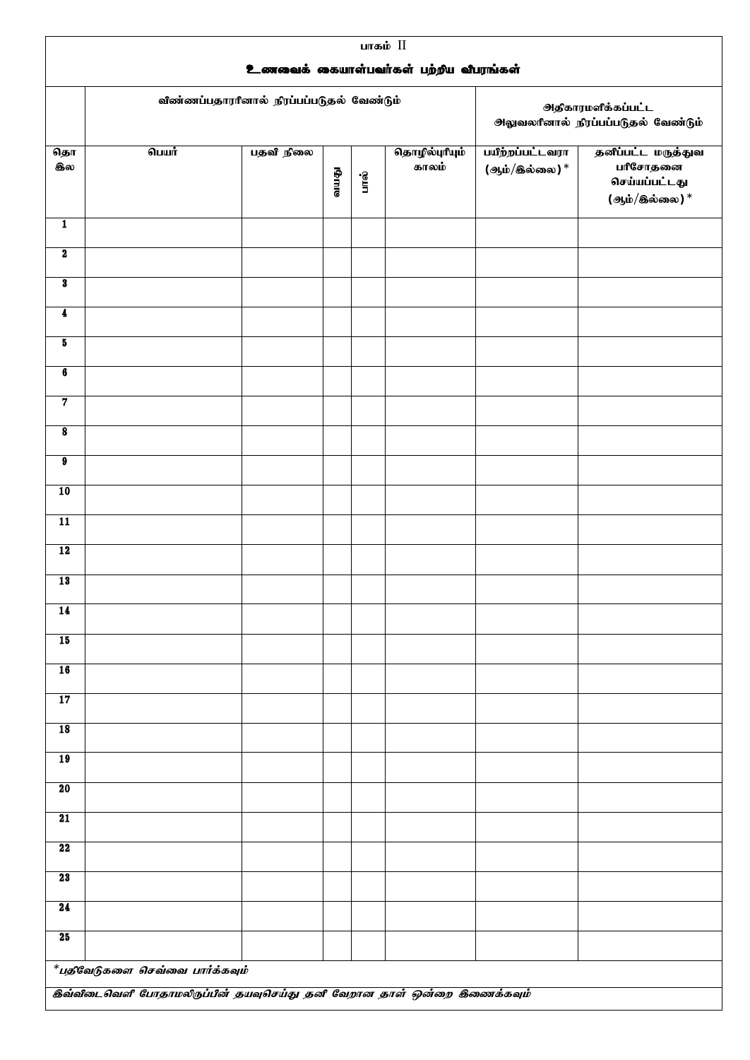## பாகம் II

## உணவைக் கையாள்பவர்கள் பற்றிய விபரங்கள்

| | விண்ணப்பதாரரினால் நிரப்பப்படுதல் வேண்டும் | | | | | அதிகாரமளிக்கப்பட்ட அலுவலரினால் நிரப்பப்படுதல் வேண்டும் | |
|---|---|---|---|---|---|---|---|
| தொ இல | பெயர் | பதவி நிலை | வயது | பால் | தொழில்புரியும் காலம் | பயிற்றப்பட்டவரா (ஆம்/இல்லை)* | தனிப்பட்ட மருத்துவ பரிசோதனை செய்யப்பட்டது (ஆம்/இல்லை)* |
| 1 | | | | | | | |
| 2 | | | | | | | |
| 3 | | | | | | | |
| 4 | | | | | | | |
| 5 | | | | | | | |
| 6 | | | | | | | |
| 7 | | | | | | | |
| 8 | | | | | | | |
| 9 | | | | | | | |
| 10 | | | | | | | |
| 11 | | | | | | | |
| 12 | | | | | | | |
| 13 | | | | | | | |
| 14 | | | | | | | |
| 15 | | | | | | | |
| 16 | | | | | | | |
| 17 | | | | | | | |
| 18 | | | | | | | |
| 19 | | | | | | | |
| 20 | | | | | | | |
| 21 | | | | | | | |
| 22 | | | | | | | |
| 23 | | | | | | | |
| 24 | | | | | | | |
| 25 | | | | | | | |

*\*பதிவேடுகளை செவ்வை பார்க்கவும்*

*இவ்விடைவெளி போதாமலிருப்பின் தயவுசெய்து தனி வேறான தாள் ஒன்றை இணைக்கவும்*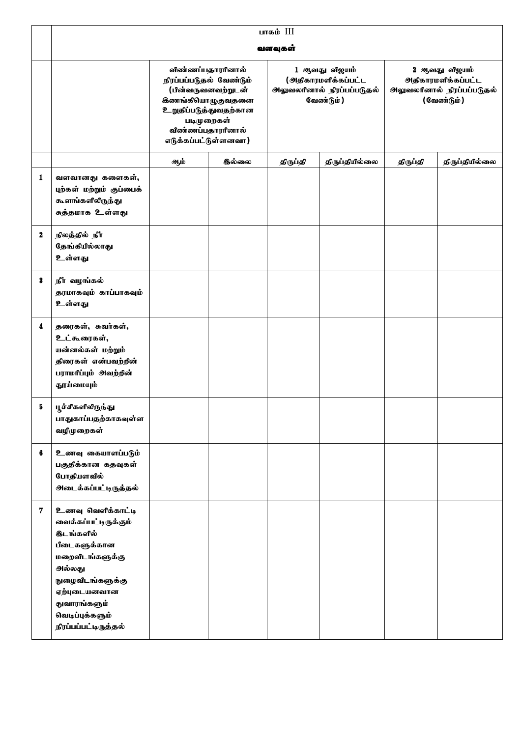| | பாகம் III<br>வளவுகள் | | | | | | |
|---|---|---|---|---|---|---|---|
| | | விண்ணப்பதாரினால் நிரப்பப்படுதல் வேண்டும் (பின்வருவனவற்றுடன் இணங்கியொழுகுவதனை உறுதிப்படுத்துவதற்கான படிமுறைகள் விண்ணப்பதாரினால் எடுக்கப்பட்டுள்ளனவா) | | 1 ஆவது விஜயம் (அதிகாரமளிக்கப்பட்ட அலுவலரினால் நிரப்பப்படுதல் வேண்டும்) | | 2 ஆவது விஜயம் அதிகாரமளிக்கப்பட்ட அலுவலரினால் நிரப்பப்படுதல் (வேண்டும்) | |
| | | ஆம் | இல்லை | திருப்தி | திருப்தியில்லை | திருப்தி | திருப்தியில்லை |
| 1 | வளவானது களைகள், புற்கள் மற்றும் குப்பைக் கூளங்களிலிருந்து சுத்தமாக உள்ளது | | | | | | |
| 2 | நிலத்தில் நீர் தேங்கியில்லாது உள்ளது | | | | | | |
| 3 | நீர் வழங்கல் தரமாகவும் காப்பாகவும் உள்ளது | | | | | | |
| 4 | தரைகள், சுவர்கள், உட்கூரைகள், யன்னல்கள் மற்றும் திரைகள் என்பவற்றின் பராமரிப்பும் அவற்றின் தூய்மையும் | | | | | | |
| 5 | பூச்சிகளிலிருந்து பாதுகாப்பதற்காகவுள்ள வழிமுறைகள் | | | | | | |
| 6 | உணவு கையாளப்படும் பகுதிக்கான கதவுகள் போதியளவில் அடைக்கப்பட்டிருத்தல் | | | | | | |
| 7 | உணவு வெளிக்காட்டி வைக்கப்பட்டிருக்கும் இடங்களில் பீடைகளுக்கான மறைவிடங்களுக்கு அல்லது நுழைவிடங்களுக்கு ஏற்புடையனவான துவாரங்களும் வெடிப்புக்களும் நிரப்பப்பட்டிருத்தல் | | | | | | |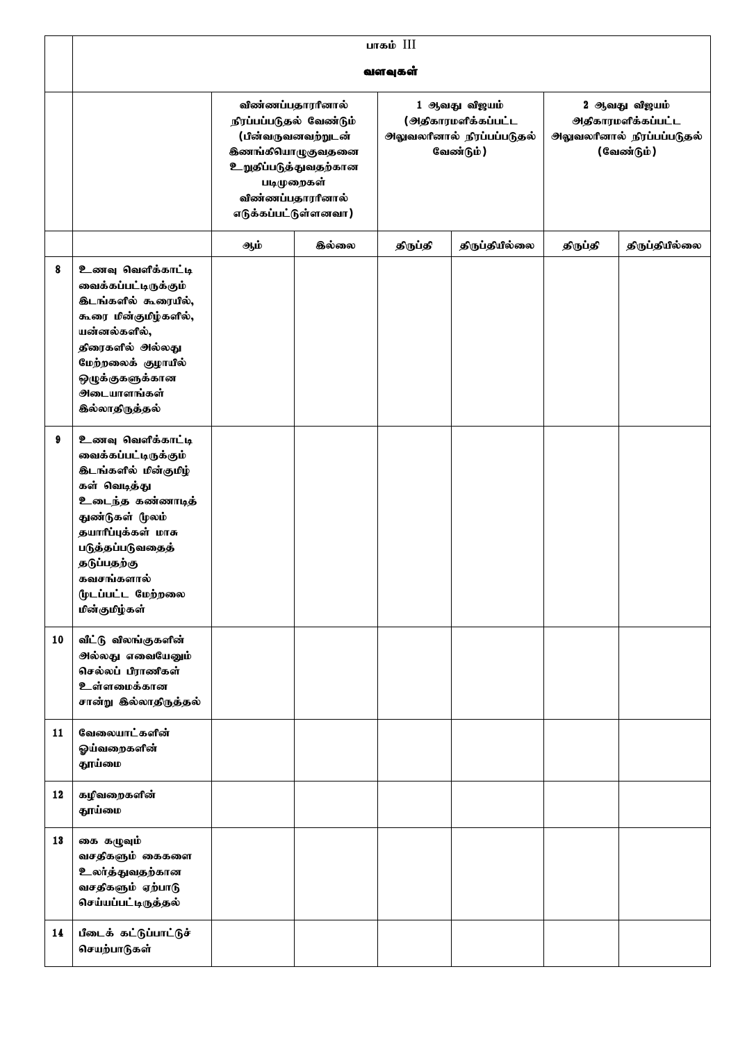| | பாகம் III வளவுகள் | | | | | | |
|---|---|---|---|---|---|---|---|
| | | விண்ணப்பதாரரினால் நிரப்பப்படுதல் வேண்டும் (பின்வருவனவற்றுடன் இணங்கியொழுகுவதனை உறுதிப்படுத்துவதற்கான படிமுறைகள் விண்ணப்பதாரரினால் எடுக்கப்பட்டுள்ளனவா) | | 1 ஆவது விஜயம் (அதிகாரமளிக்கப்பட்ட அலுவலரினால் நிரப்பப்படுதல் வேண்டும்) | | 2 ஆவது விஜயம் அதிகாரமளிக்கப்பட்ட அலுவலரினால் நிரப்பப்படுதல் (வேண்டும்) | |
| | | ஆம் | இல்லை | திருப்தி | திருப்தியில்லை | திருப்தி | திருப்தியில்லை |
| 8 | உணவு வெளிக்காட்டி வைக்கப்பட்டிருக்கும் இடங்களில் கூரையில், கூரை மின்குமிழ்களில், யன்னல்களில், திரைகளில் அல்லது மேற்றலைக் குழாயில் ஒழுக்குகளுக்கான அடையாளங்கள் இல்லாதிருத்தல் | | | | | | |
| 9 | உணவு வெளிக்காட்டி வைக்கப்பட்டிருக்கும் இடங்களில் மின்குமிழ் கள் வெடித்து உடைந்த கண்ணாடித் துண்டுகள் மூலம் தயாரிப்புக்கள் மாசு படுத்தப்படுவதைத் தடுப்பதற்கு கவசங்களால் மூடப்பட்ட மேற்றலை மின்குமிழ்கள் | | | | | | |
| 10 | வீட்டு விலங்குகளின் அல்லது எவையேனும் செல்லப் பிராணிகள் உள்ளமைக்கான சான்று இல்லாதிருத்தல் | | | | | | |
| 11 | வேலையாட்களின் ஓய்வறைகளின் தூய்மை | | | | | | |
| 12 | கழிவறைகளின் தூய்மை | | | | | | |
| 13 | கை கழுவும் வசதிகளும் கைகளை உலர்த்துவதற்கான வசதிகளும் ஏற்பாடு செய்யப்பட்டிருத்தல் | | | | | | |
| 14 | பீடைக் கட்டுப்பாட்டுச் செயற்பாடுகள் | | | | | | |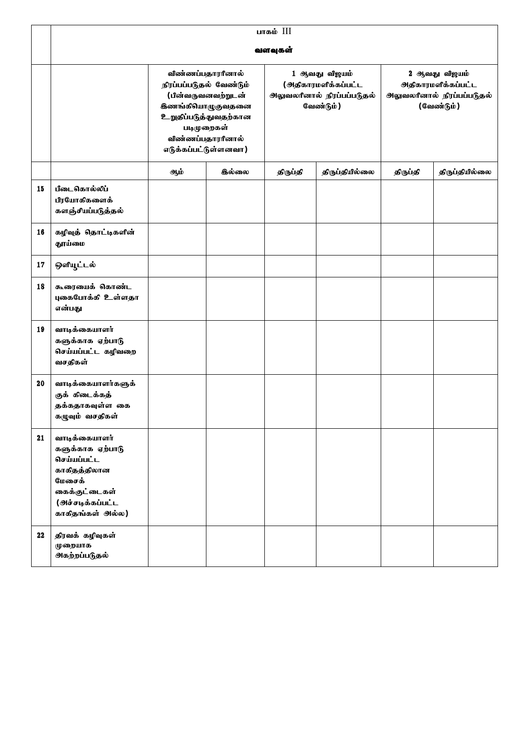| | பாகம் III<br>வளவுகள் | | | | | | |
|---|---|---|---|---|---|---|---|
| | | விண்ணப்பதாரரினால் நிரப்பப்படுதல் வேண்டும் (பின்வருவனவற்றுடன் இணங்கியொழுகுவதனை உறுதிப்படுத்துவதற்கான படிமுறைகள் விண்ணப்பதாரரினால் எடுக்கப்பட்டுள்ளனவா) | | 1 ஆவது விஜயம் (அதிகாரமளிக்கப்பட்ட அலுவலரினால் நிரப்பப்படுதல் வேண்டும்) | | 2 ஆவது விஜயம் அதிகாரமளிக்கப்பட்ட அலுவலரினால் நிரப்பப்படுதல் (வேண்டும்) | |
| | | ஆம் | இல்லை | திருப்தி | திருப்தியில்லை | திருப்தி | திருப்தியில்லை |
| 15 | பீடைகொல்லிப் பிரயோகிகளைக் களஞ்சியப்படுத்தல் | | | | | | |
| 16 | கழிவுத் தொட்டிகளின் தூய்மை | | | | | | |
| 17 | ஒளியூட்டல் | | | | | | |
| 18 | கூரையைக் கொண்ட புகைபோக்கி உள்ளதா என்பது | | | | | | |
| 19 | வாடிக்கையாளர் களுக்காக ஏற்பாடு செய்யப்பட்ட கழிவறை வசதிகள் | | | | | | |
| 20 | வாடிக்கையாளர்களுக் குக் கிடைக்கத் தக்கதாகவுள்ள கை கழுவும் வசதிகள் | | | | | | |
| 21 | வாடிக்கையாளர் களுக்காக ஏற்பாடு செய்யப்பட்ட காகிதத்திலான மேசைக் கைக்குட்டைகள் (அச்சடிக்கப்பட்ட காகிதங்கள் அல்ல) | | | | | | |
| 22 | திரவக் கழிவுகள் முறையாக அகற்றப்படுதல் | | | | | | |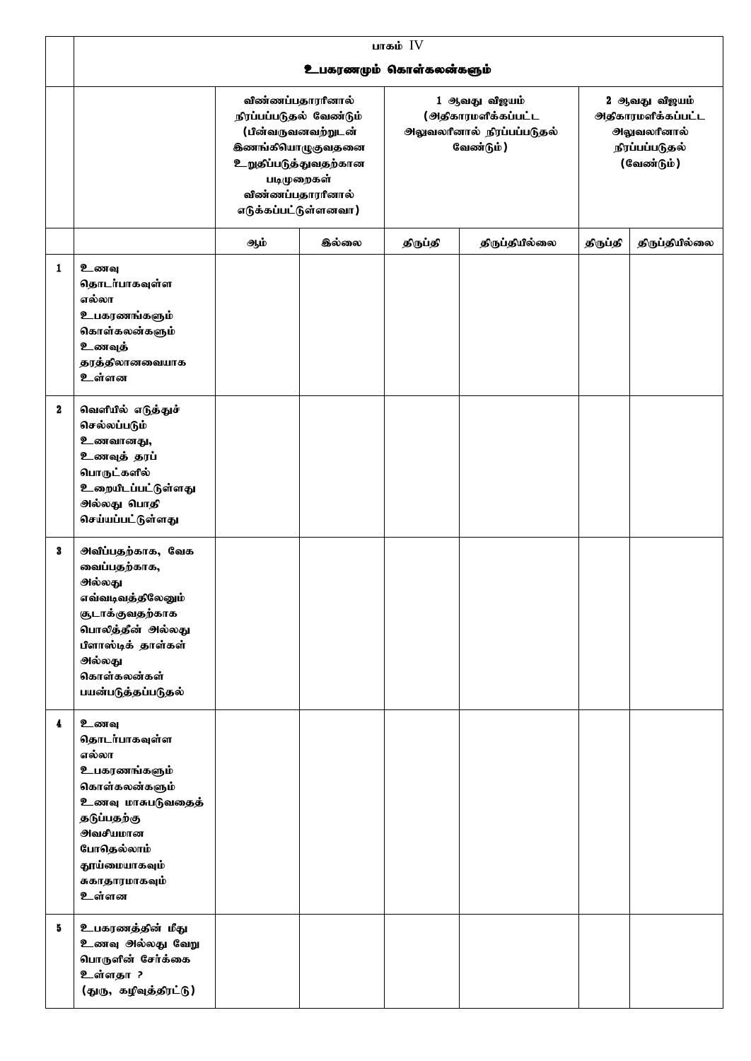| | பாகம் IV<br>**உபகரணமும் கொள்கலன்களும்** | | | | | | |
|---|---|---|---|---|---|---|---|
| | | விண்ணப்பதாரினால் நிரப்பப்படுதல் வேண்டும் (பின்வருவனவற்றுடன் இணங்கியொழுகுவதனை உறுதிப்படுத்துவதற்கான படிமுறைகள் விண்ணப்பதாரினால் எடுக்கப்பட்டுள்ளனவா) | | 1 ஆவது விஜயம் (அதிகாரமளிக்கப்பட்ட அலுவலரினால் நிரப்பப்படுதல் வேண்டும்) | | 2 ஆவது விஜயம் அதிகாரமளிக்கப்பட்ட அலுவலரினால் நிரப்பப்படுதல் (வேண்டும்) | |
| | | ஆம் | இல்லை | திருப்தி | திருப்தியில்லை | திருப்தி | திருப்தியில்லை |
| 1 | உணவு தொடர்பாகவுள்ள எல்லா உபகரணங்களும் கொள்கலன்களும் உணவுத் தரத்திலானவையாக உள்ளன | | | | | | |
| 2 | வெளியில் எடுத்துச் செல்லப்படும் உணவானது, உணவுத் தரப் பொருட்களில் உறையிடப்பட்டுள்ளது அல்லது பொதி செய்யப்பட்டுள்ளது | | | | | | |
| 3 | அவிப்பதற்காக, வேக வைப்பதற்காக, அல்லது எவ்வடிவத்திலேனும் சூடாக்குவதற்காக பொலித்தீன் அல்லது பிளாஸ்டிக் தாள்கள் அல்லது கொள்கலன்கள் பயன்படுத்தப்படுதல் | | | | | | |
| 4 | உணவு தொடர்பாகவுள்ள எல்லா உபகரணங்களும் கொள்கலன்களும் உணவு மாசுபடுவதைத் தடுப்பதற்கு அவசியமான போதெல்லாம் தூய்மையாகவும் சுகாதாரமாகவும் உள்ளன | | | | | | |
| 5 | உபகரணத்தின் மீது உணவு அல்லது வேறு பொருளின் சேர்க்கை உள்ளதா ? (துரு, கழிவுத்திரட்டு) | | | | | | |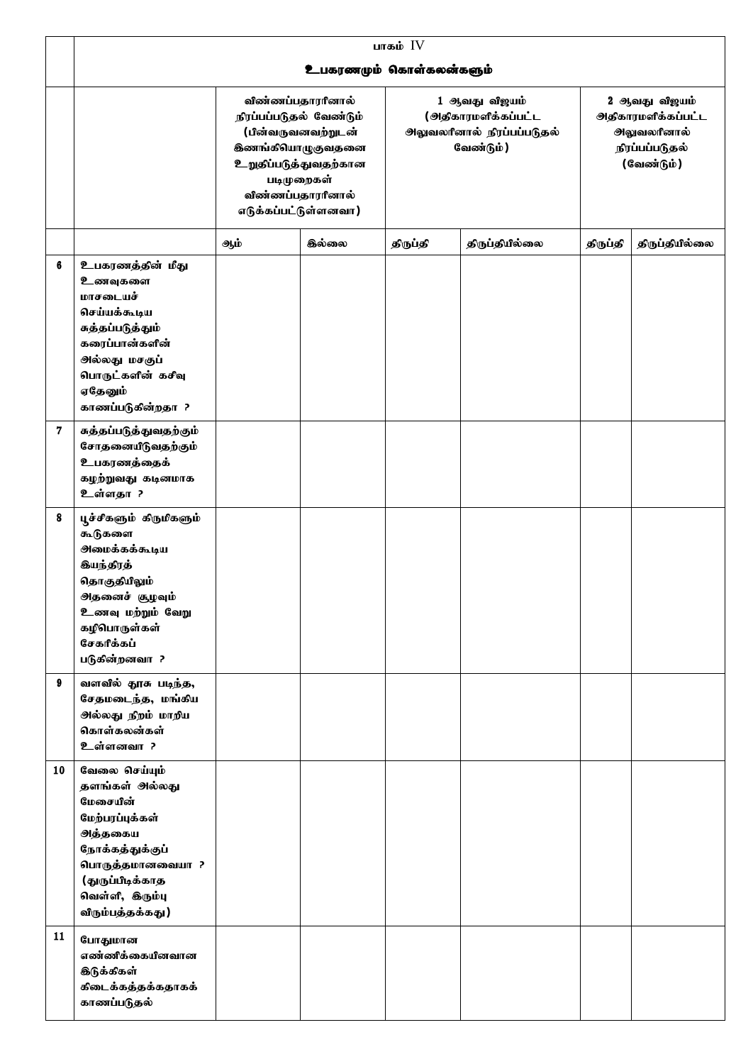| | பாகம் IV<br>உபகரணமும் கொள்கலன்களும் | | | | | | |
|---|---|---|---|---|---|---|---|
| | | விண்ணப்பதாரரினால் நிரப்பப்படுதல் வேண்டும் (பின்வருவனவற்றுடன் இணங்கியொழுகுவதனை உறுதிப்படுத்துவதற்கான படிமுறைகள் விண்ணப்பதாரரினால் எடுக்கப்பட்டுள்ளனவா) | | 1 ஆவது விஜயம் (அதிகாரமளிக்கப்பட்ட அலுவலரினால் நிரப்பப்படுதல் வேண்டும்) | | 2 ஆவது விஜயம் அதிகாரமளிக்கப்பட்ட அலுவலரினால் நிரப்பப்படுதல் (வேண்டும்) | |
| | | ஆம் | இல்லை | திருப்தி | திருப்தியில்லை | திருப்தி | திருப்தியில்லை |
| 6 | உபகரணத்தின் மீது உணவுகளை மாசடையச் செய்யக்கூடிய சுத்தப்படுத்தும் கரைப்பான்களின் அல்லது மசகுப் பொருட்களின் கசிவு ஏதேனும் காணப்படுகின்றதா ? | | | | | | |
| 7 | சுத்தப்படுத்துவதற்கும் சோதனையிடுவதற்கும் உபகரணத்தைக் கழற்றுவது கடினமாக உள்ளதா ? | | | | | | |
| 8 | பூச்சிகளும் கிருமிகளும் கூடுகளை அமைக்கக்கூடிய இயந்திரத் தொகுதியிலும் அதனைச் சூழவும் உணவு மற்றும் வேறு கழிபொருள்கள் சேகரிக்கப் படுகின்றனவா ? | | | | | | |
| 9 | வளவில் தூசு படிந்த, சேதமடைந்த, மங்கிய அல்லது நிறம் மாறிய கொள்கலன்கள் உள்ளனவா ? | | | | | | |
| 10 | வேலை செய்யும் தளங்கள் அல்லது மேசையின் மேற்பரப்புக்கள் அத்தகைய நோக்கத்துக்குப் பொருத்தமானவையா ? (துருப்பிடிக்காத வெள்ளி, இரும்பு விரும்பத்தக்கது) | | | | | | |
| 11 | போதுமான எண்ணிக்கையினவான இடுக்கிகள் கிடைக்கத்தக்கதாகக் காணப்படுதல் | | | | | | |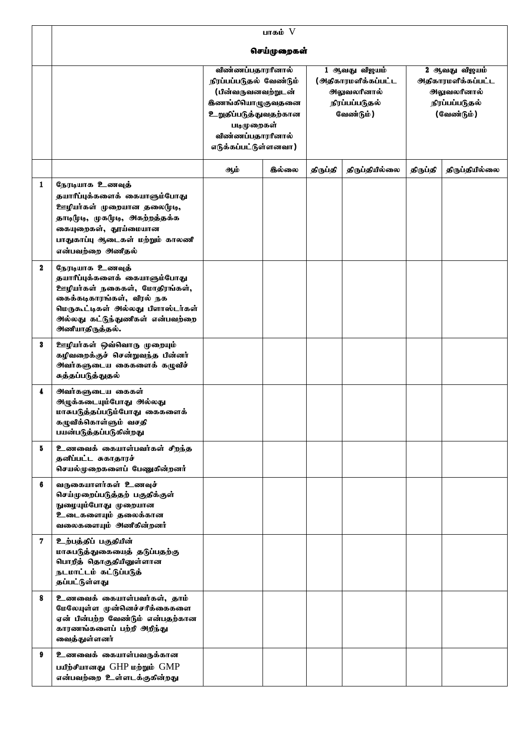| | பாகம் V<br><br>**செய்முறைகள்** | | | | | | |
|---|---|---|---|---|---|---|---|
| | | விண்ணப்பதாரரினால் நிரப்பப்படுதல் வேண்டும் (பின்வருவனவற்றுடன் இணங்கியொழுகுவதனை உறுதிப்படுத்துவதற்கான படிமுறைகள் விண்ணப்பதாரரினால் எடுக்கப்பட்டுள்ளனவா) | | 1 ஆவது விஜயம் (அதிகாரமளிக்கப்பட்ட அலுவலரினால் நிரப்பப்படுதல் வேண்டும்) | | 2 ஆவது விஜயம் அதிகாரமளிக்கப்பட்ட அலுவலரினால் நிரப்பப்படுதல் (வேண்டும்) | |
| | | ஆம் | இல்லை | திருப்தி | திருப்தியில்லை | திருப்தி | திருப்தியில்லை |
| 1 | நேரடியாக உணவுத் தயாரிப்புக்களைக் கையாளும்போது ஊழியர்கள் முறையான தலைமூடி, தாடிமூடி, முகமூடி, அகற்றத்தக்க கையுறைகள், தூய்மையான பாதுகாப்பு ஆடைகள் மற்றும் காலணி என்பவற்றை அணிதல் | | | | | | |
| 2 | நேரடியாக உணவுத் தயாரிப்புக்களைக் கையாளும்போது ஊழியர்கள் நகைகள், மோதிரங்கள், கைக்கடிகாரங்கள், விரல் நக மெருகூட்டிகள் அல்லது பிளாஸ்டர்கள் அல்லது கட்டுந்துணிகள் என்பவற்றை அணியாதிருத்தல். | | | | | | |
| 3 | ஊழியர்கள் ஒவ்வொரு முறையும் கழிவறைக்குச் சென்றுவந்த பின்னர் அவர்களுடைய கைகளைக் கழுவிச் சுத்தப்படுத்துதல் | | | | | | |
| 4 | அவர்களுடைய கைகள் அழுக்கடையும்போது அல்லது மாசுபடுத்தப்படும்போது கைகளைக் கழுவிக்கொள்ளும் வசதி பயன்படுத்தப்படுகின்றது | | | | | | |
| 5 | உணவைக் கையாள்பவர்கள் சிறந்த தனிப்பட்ட சுகாதாரச் செயல்முறைகளைப் பேணுகின்றனர் | | | | | | |
| 6 | வருகையாளர்கள் உணவுச் செய்முறைப்படுத்தற் பகுதிக்குள் நுழையும்போது முறையான உடைகளையும் தலைக்கான வலைகளையும் அணிகின்றனர் | | | | | | |
| 7 | உற்பத்திப் பகுதியின் மாசுபடுத்துகையைத் தடுப்பதற்கு பொறித் தொகுதியினுள்ளான நடமாட்டம் கட்டுப்படுத் தப்பட்டுள்ளது | | | | | | |
| 8 | உணவைக் கையாள்பவர்கள், தாம் மேலேயுள்ள முன்னெச்சரிக்கைகளை ஏன் பின்பற்ற வேண்டும் என்பதற்கான காரணங்களைப் பற்றி அறிந்து வைத்துள்ளனர் | | | | | | |
| 9 | உணவைக் கையாள்பவருக்கான பயிற்சியானது GHP மற்றும் GMP என்பவற்றை உள்ளடக்குகின்றது | | | | | | |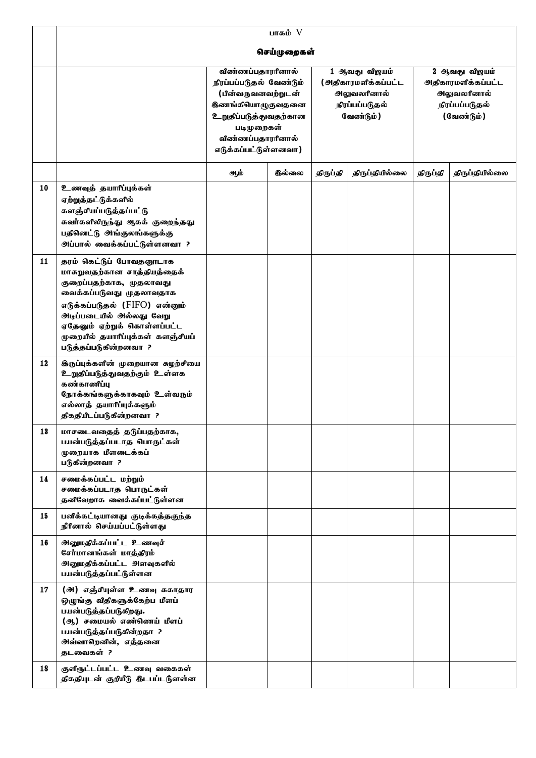| | பாகம் V<br>செய்முறைகள் | | | | | | |
|---|---|---|---|---|---|---|---|
| | | விண்ணப்பதாரரினால் நிரப்பப்படுதல் வேண்டும் (பின்வருவனவற்றுடன் இணங்கியொழுகுவதனை உறுதிப்படுத்துவதற்கான படிமுறைகள் விண்ணப்பதாரரினால் எடுக்கப்பட்டுள்ளனவா) | | 1 ஆவது விஜயம் (அதிகாரமளிக்கப்பட்ட அலுவலரினால் நிரப்பப்படுதல் வேண்டும்) | | 2 ஆவது விஜயம் அதிகாரமளிக்கப்பட்ட அலுவலரினால் நிரப்பப்படுதல் (வேண்டும்) | |
| | | ஆம் | இல்லை | திருப்தி | திருப்தியில்லை | திருப்தி | திருப்தியில்லை |
| 10 | **உணவுத் தயாரிப்புக்கள் ஏற்றுத்தட்டுக்களில் களஞ்சியப்படுத்தப்பட்டு சுவர்களிலிருந்து ஆகக் குறைந்தது பதினெட்டு அங்குலங்களுக்கு அப்பால் வைக்கப்பட்டுள்ளனவா ?** | | | | | | |
| 11 | **தரம் கெட்டுப் போவதனூடாக மாசுறுவதற்கான சாத்தியத்தைக் குறைப்பதற்காக, முதலாவது வைக்கப்படுவது முதலாவதாக எடுக்கப்படுதல் (FIFO) என்னும் அடிப்படையில் அல்லது வேறு ஏதேனும் ஏற்றுக் கொள்ளப்பட்ட முறையில் தயாரிப்புக்கள் களஞ்சியப் படுத்தப்படுகின்றனவா ?** | | | | | | |
| 12 | **இருப்புக்களின் முறையான சுழற்சியை உறுதிப்படுத்துவதற்கும் உள்ளக கண்காணிப்பு நோக்கங்களுக்காகவும் உள்வரும் எல்லாத் தயாரிப்புக்களும் திகதியிடப்படுகின்றனவா ?** | | | | | | |
| 13 | **மாசடைவதைத் தடுப்பதற்காக, பயன்படுத்தப்படாத பொருட்கள் முறையாக மீளடைக்கப் படுகின்றனவா ?** | | | | | | |
| 14 | **சமைக்கப்பட்ட மற்றும் சமைக்கப்படாத பொருட்கள் தனிவேறாக வைக்கப்பட்டுள்ளன** | | | | | | |
| 15 | **பனிக்கட்டியானது குடிக்கத்தகுந்த நீரினால் செய்யப்பட்டுள்ளது** | | | | | | |
| 16 | **அனுமதிக்கப்பட்ட உணவுச் சேர்மானங்கள் மாத்திரம் அனுமதிக்கப்பட்ட அளவுகளில் பயன்படுத்தப்பட்டுள்ளன** | | | | | | |
| 17 | **(அ) எஞ்சியுள்ள உணவு சுகாதார ஒழுங்கு விதிகளுக்கேற்ப மீளப் பயன்படுத்தப்படுகிறது.<br>(ஆ) சமையல் எண்ணெய் மீளப் பயன்படுத்தப்படுகின்றதா ? அவ்வாறெனின், எத்தனை தடவைகள் ?** | | | | | | |
| 18 | **குளிரூட்டப்பட்ட உணவு வகைகள் திகதியுடன் குறியீடு இடபட்டுள்ளன** | | | | | | |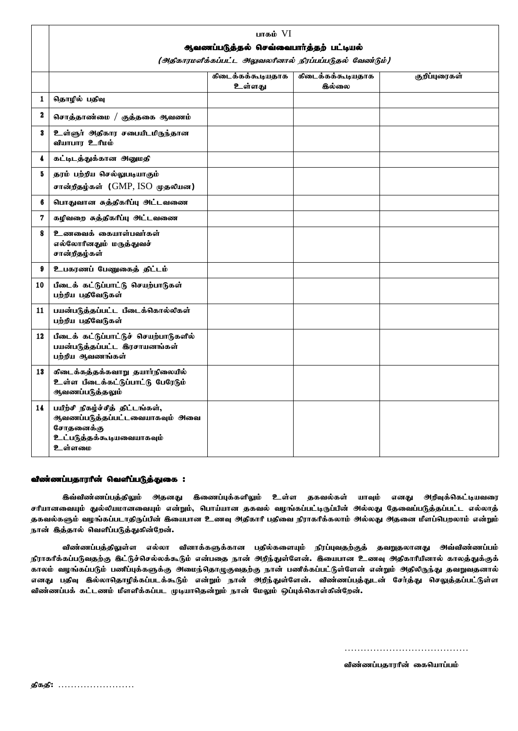| | பாகம் VI<br>**ஆவணப்படுத்தல் செவ்வைபார்த்தற் பட்டியல்**<br>*(அதிகாரமளிக்கப்பட்ட அலுவலரினால் நிரப்பப்படுதல் வேண்டும்)* | | | |
|---|---|---|---|---|
| | | கிடைக்கக்கூடியதாக உள்ளது | கிடைக்கக்கூடியதாக இல்லை | குறிப்புரைகள் |
| 1 | தொழில் பதிவு | | | |
| 2 | சொத்தாண்மை / குத்தகை ஆவணம் | | | |
| 3 | உள்ளூர் அதிகார சபையிடமிருந்தான வியாபார உரிமம் | | | |
| 4 | கட்டிடத்துக்கான அனுமதி | | | |
| 5 | தரம் பற்றிய செல்லுபடியாகும் சான்றிதழ்கள் (GMP, ISO முதலியன) | | | |
| 6 | பொதுவான சுத்திகரிப்பு அட்டவணை | | | |
| 7 | கழிவறை சுத்திகரிப்பு அட்டவணை | | | |
| 8 | உணவைக் கையாள்பவர்கள் எல்லோரினதும் மருத்துவச் சான்றிதழ்கள் | | | |
| 9 | உபகரணப் பேணுகைத் திட்டம் | | | |
| 10 | பீடைக் கட்டுப்பாட்டு செயற்பாடுகள் பற்றிய பதிவேடுகள் | | | |
| 11 | பயன்படுத்தப்பட்ட பீடைக்கொல்லிகள் பற்றிய பதிவேடுகள் | | | |
| 12 | பீடைக் கட்டுப்பாட்டுச் செயற்பாடுகளில் பயன்படுத்தப்பட்ட இரசாயனங்கள் பற்றிய ஆவணங்கள் | | | |
| 13 | கிடைக்கத்தக்கவாறு தயார்நிலையில் உள்ள பீடைக்கட்டுப்பாட்டு பேரேடும் ஆவணப்படுத்தலும் | | | |
| 14 | பயிற்சி நிகழ்ச்சித் திட்டங்கள், ஆவணப்படுத்தப்பட்டவையாகவும் அவை சோதனைக்கு உட்படுத்தக்கூடியவையாகவும் உள்ளமை | | | |

**விண்ணப்பதாரரின் வெளிப்படுத்துகை :**

**இவ்விண்ணப்பத்திலும் அதனது இணைப்புக்களிலும் உள்ள தகவல்கள் யாவும் எனது அறிவுக்கெட்டியவரை சரியானவையும் துல்லியமானவையும் என்றும், பொய்யான தகவல் வழங்கப்பட்டிருப்பின் அல்லது தேவைப்படுத்தப்பட்ட எல்லாத் தகவல்களும் வழங்கப்படாதிருப்பின் இயைபான உணவு அதிகாரி பதிவை நிராகரிக்கலாம் அல்லது அதனை மீளப்பெறலாம் என்றும் நான் இத்தால் வெளிப்படுத்துகின்றேன்.**

**விண்ணப்பத்திலுள்ள எல்லா வினாக்களுக்கான பதில்களையும் நிரப்புவதற்குத் தவறுதலானது அவ்விண்ணப்பம் நிராகரிக்கப்படுவதற்கு இட்டுச்செல்லக்கூடும் என்பதை நான் அறிந்துள்ளேன். இயைபான உணவு அதிகாரியினால் காலத்துக்குக் காலம் வழங்கப்படும் பணிப்புக்களுக்கு அமைந்தொழுகுவதற்கு நான் பணிக்கப்பட்டுள்ளேன் என்றும் அதிலிருந்து தவறுவதனால் எனது பதிவு இல்லாதொழிக்கப்படக்கூடும் என்றும் நான் அறிந்துள்ளேன். விண்ணப்பத்துடன் சேர்த்து செலுத்தப்பட்டுள்ள விண்ணப்பக் கட்டணம் மீளளிக்கப்பட முடியாதென்றும் நான் மேலும் ஒப்புக்கொள்கின்றேன்.**

.......................................

**விண்ணப்பதாரரின் கையொப்பம்**

**திகதி:** ........................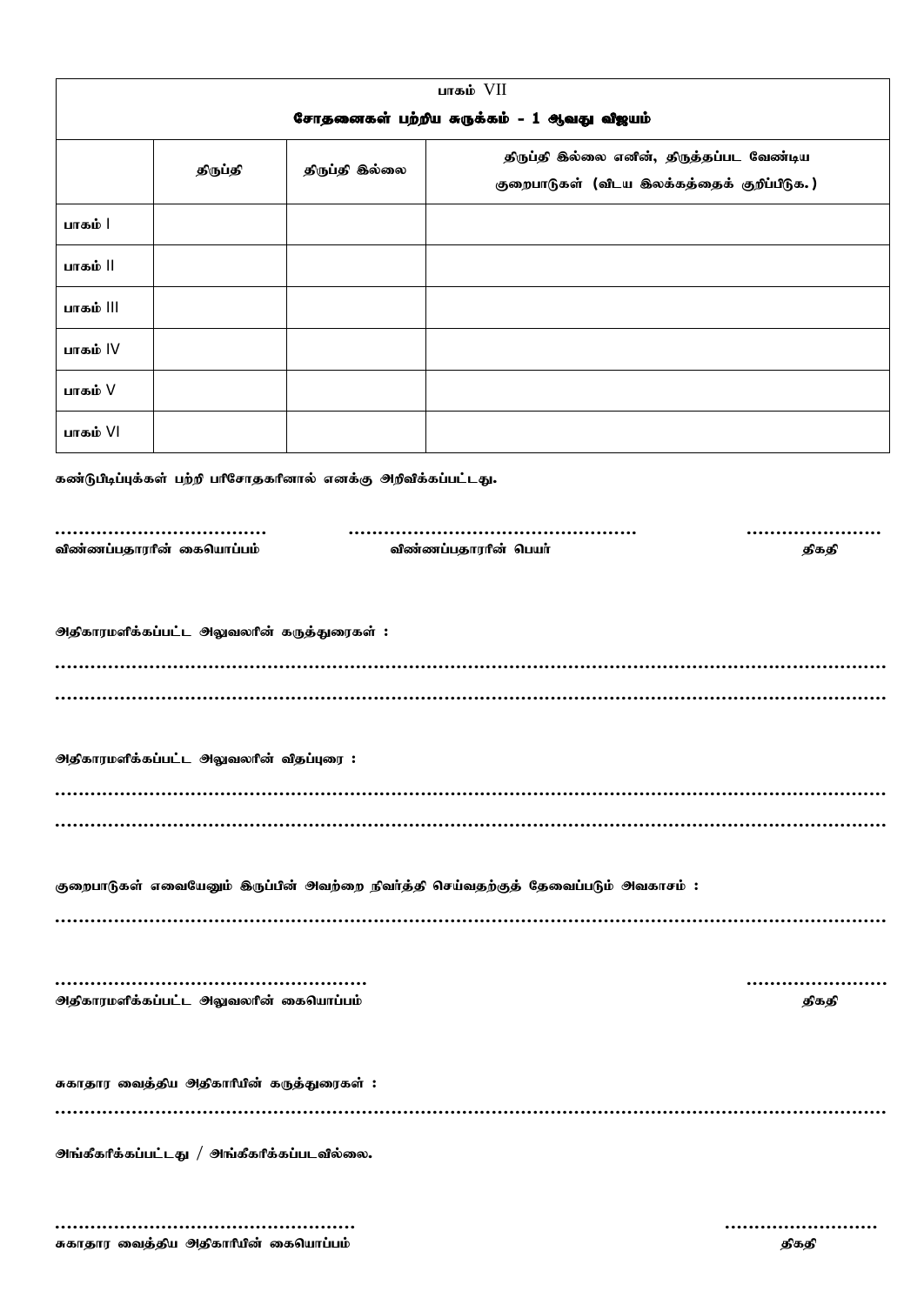| பாகம் VII | | | |
|---|---|---|---|
| **சோதனைகள் பற்றிய சுருக்கம் - 1 ஆவது விஜயம்** | | | |
| | திருப்தி | திருப்தி இல்லை | திருப்தி இல்லை எனின், திருத்தப்பட வேண்டிய குறைபாடுகள் (விடய இலக்கத்தைக் குறிப்பிடுக.) |
| பாகம் I | | | |
| பாகம் II | | | |
| பாகம் III | | | |
| பாகம் IV | | | |
| பாகம் V | | | |
| பாகம் VI | | | |

**கண்டுபிடிப்புக்கள் பற்றி பரிசோதகரினால் எனக்கு அறிவிக்கப்பட்டது.**

.................................... .................................................. ........................

**விண்ணப்பதாரரின் கையொப்பம் விண்ணப்பதாரரின் பெயர் திகதி**

**அதிகாரமளிக்கப்பட்ட அலுவலரின் கருத்துரைகள் :**

..............................................................................................................................................

..............................................................................................................................................

**அதிகாரமளிக்கப்பட்ட அலுவலரின் விதப்புரை :**

..............................................................................................................................................

..............................................................................................................................................

**குறைபாடுகள் எவையேனும் இருப்பின் அவற்றை நிவர்த்தி செய்வதற்குத் தேவைப்படும் அவகாசம் :**

..............................................................................................................................................

...................................................... ........................

**அதிகாரமளிக்கப்பட்ட அலுவலரின் கையொப்பம் திகதி**

**சுகாதார வைத்திய அதிகாரியின் கருத்துரைகள் :**

..............................................................................................................................................

**அங்கீகரிக்கப்பட்டது / அங்கீகரிக்கப்படவில்லை.**

...................................................... ........................

**சுகாதார வைத்திய அதிகாரியின் கையொப்பம் திகதி**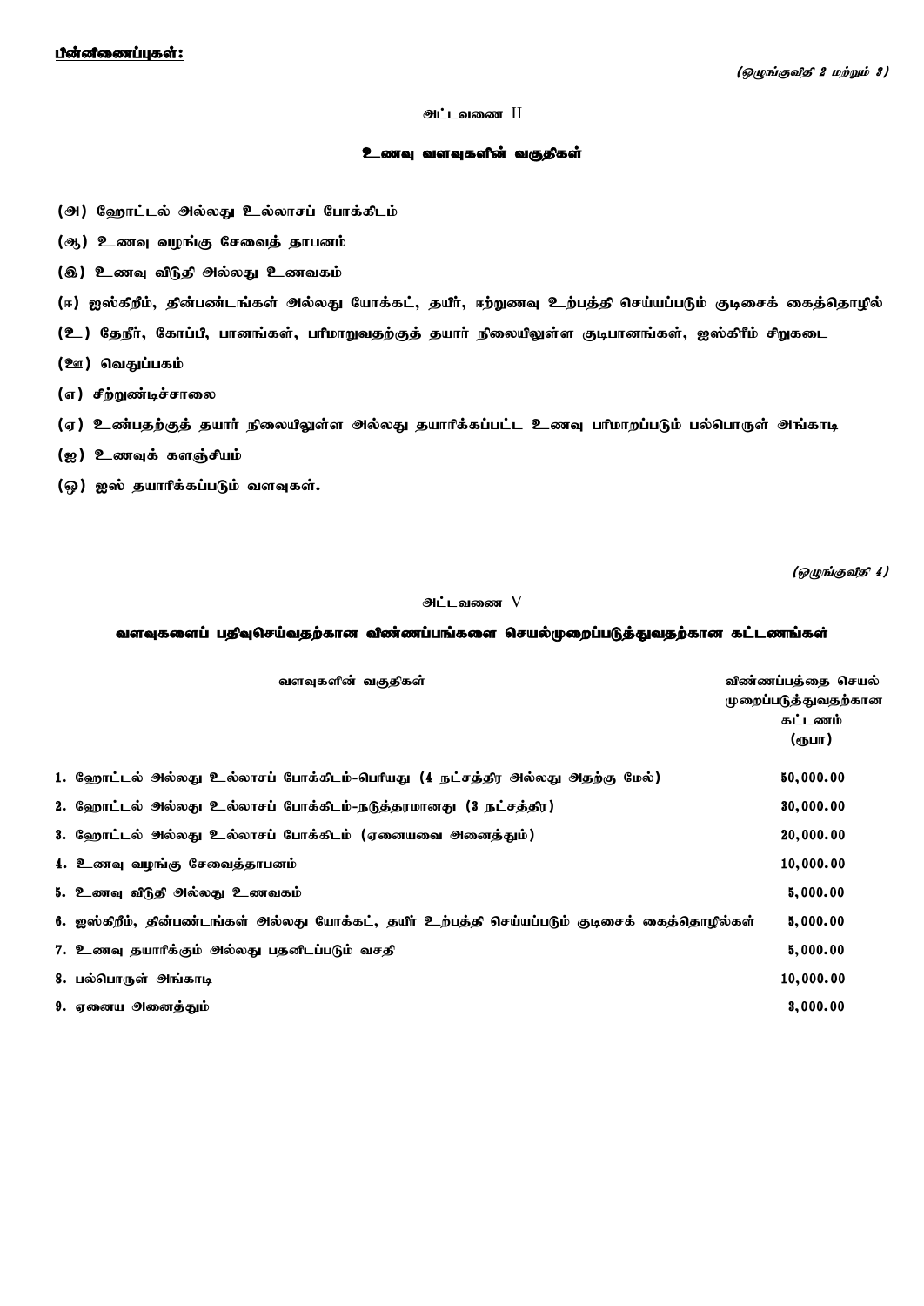**பின்னிணைப்புகள்:**

*(ஒழுங்குவிதி 2 மற்றும் 3)*

அட்டவணை II

**உணவு வளவுகளின் வகுதிகள்**

**(அ) ஹோட்டல் அல்லது உல்லாசப் போக்கிடம்**

**(ஆ) உணவு வழங்கு சேவைத் தாபனம்**

**(இ) உணவு விடுதி அல்லது உணவகம்**

**(ஈ) ஐஸ்கிறீம், தின்பண்டங்கள் அல்லது யோக்கட், தயிர், ஈற்றுணவு உற்பத்தி செய்யப்படும் குடிசைக் கைத்தொழில்**

**(உ) தேநீர், கோப்பி, பானங்கள், பரிமாறுவதற்குத் தயார் நிலையிலுள்ள குடிபானங்கள், ஐஸ்கிறீம் சிறுகடை**

**(ஊ) வெதுப்பகம்**

**(எ) சிற்றுண்டிச்சாலை**

**(ஏ) உண்பதற்குத் தயார் நிலையிலுள்ள அல்லது தயாரிக்கப்பட்ட உணவு பரிமாறப்படும் பல்பொருள் அங்காடி**

**(ஐ) உணவுக் களஞ்சியம்**

**(ஒ) ஐஸ் தயாரிக்கப்படும் வளவுகள்.**

*(ஒழுங்குவிதி 4)*

அட்டவணை V

**வளவுகளைப் பதிவுசெய்வதற்கான விண்ணப்பங்களை செயல்முறைப்படுத்துவதற்கான கட்டணங்கள்**

| வளவுகளின் வகுதிகள் | விண்ணப்பத்தை செயல் முறைப்படுத்துவதற்கான கட்டணம் (ரூபா) |
|---|---|
| **1. ஹோட்டல் அல்லது உல்லாசப் போக்கிடம்-பெரியது (4 நட்சத்திர அல்லது அதற்கு மேல்)** | **50,000.00** |
| **2. ஹோட்டல் அல்லது உல்லாசப் போக்கிடம்-நடுத்தரமானது (3 நட்சத்திர)** | **30,000.00** |
| **3. ஹோட்டல் அல்லது உல்லாசப் போக்கிடம் (ஏனையவை அனைத்தும்)** | **20,000.00** |
| **4. உணவு வழங்கு சேவைத்தாபனம்** | **10,000.00** |
| **5. உணவு விடுதி அல்லது உணவகம்** | **5,000.00** |
| **6. ஐஸ்கிறீம், தின்பண்டங்கள் அல்லது யோக்கட், தயிர் உற்பத்தி செய்யப்படும் குடிசைக் கைத்தொழில்கள்** | **5,000.00** |
| **7. உணவு தயாரிக்கும் அல்லது பதனிடப்படும் வசதி** | **5,000.00** |
| **8. பல்பொருள் அங்காடி** | **10,000.00** |
| **9. ஏனைய அனைத்தும்** | **3,000.00** |